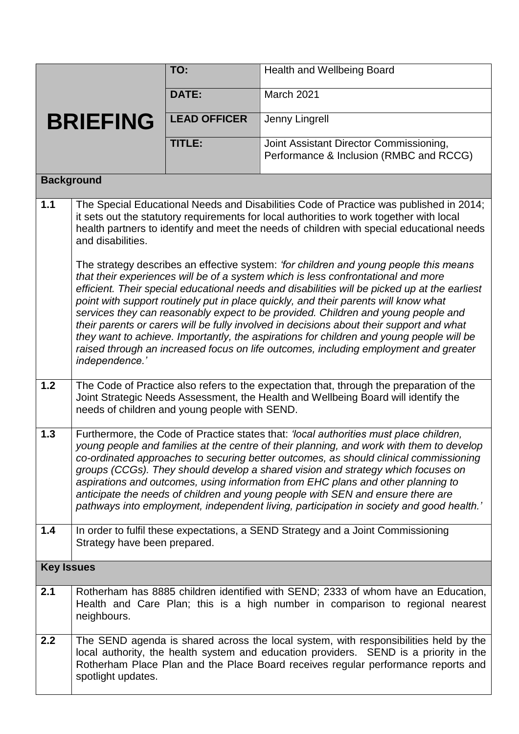| **BRIEFING** | **TO:** | Health and Wellbeing Board |
|---|---|---|
| | **DATE:** | March 2021 |
| | **LEAD OFFICER** | Jenny Lingrell |
| | **TITLE:** | Joint Assistant Director Commissioning, Performance & Inclusion (RMBC and RCCG) |

## Background

| | |
|---|---|
| **1.1** | The Special Educational Needs and Disabilities Code of Practice was published in 2014; it sets out the statutory requirements for local authorities to work together with local health partners to identify and meet the needs of children with special educational needs and disabilities.<br><br>The strategy describes an effective system: *'for children and young people this means that their experiences will be of a system which is less confrontational and more efficient. Their special educational needs and disabilities will be picked up at the earliest point with support routinely put in place quickly, and their parents will know what services they can reasonably expect to be provided. Children and young people and their parents or carers will be fully involved in decisions about their support and what they want to achieve. Importantly, the aspirations for children and young people will be raised through an increased focus on life outcomes, including employment and greater independence.'* |
| **1.2** | The Code of Practice also refers to the expectation that, through the preparation of the Joint Strategic Needs Assessment, the Health and Wellbeing Board will identify the needs of children and young people with SEND. |
| **1.3** | Furthermore, the Code of Practice states that: *'local authorities must place children, young people and families at the centre of their planning, and work with them to develop co-ordinated approaches to securing better outcomes, as should clinical commissioning groups (CCGs). They should develop a shared vision and strategy which focuses on aspirations and outcomes, using information from EHC plans and other planning to anticipate the needs of children and young people with SEN and ensure there are pathways into employment, independent living, participation in society and good health.'* |
| **1.4** | In order to fulfil these expectations, a SEND Strategy and a Joint Commissioning Strategy have been prepared. |

## Key Issues

| | |
|---|---|
| **2.1** | Rotherham has 8885 children identified with SEND; 2333 of whom have an Education, Health and Care Plan; this is a high number in comparison to regional nearest neighbours. |
| **2.2** | The SEND agenda is shared across the local system, with responsibilities held by the local authority, the health system and education providers. SEND is a priority in the Rotherham Place Plan and the Place Board receives regular performance reports and spotlight updates. |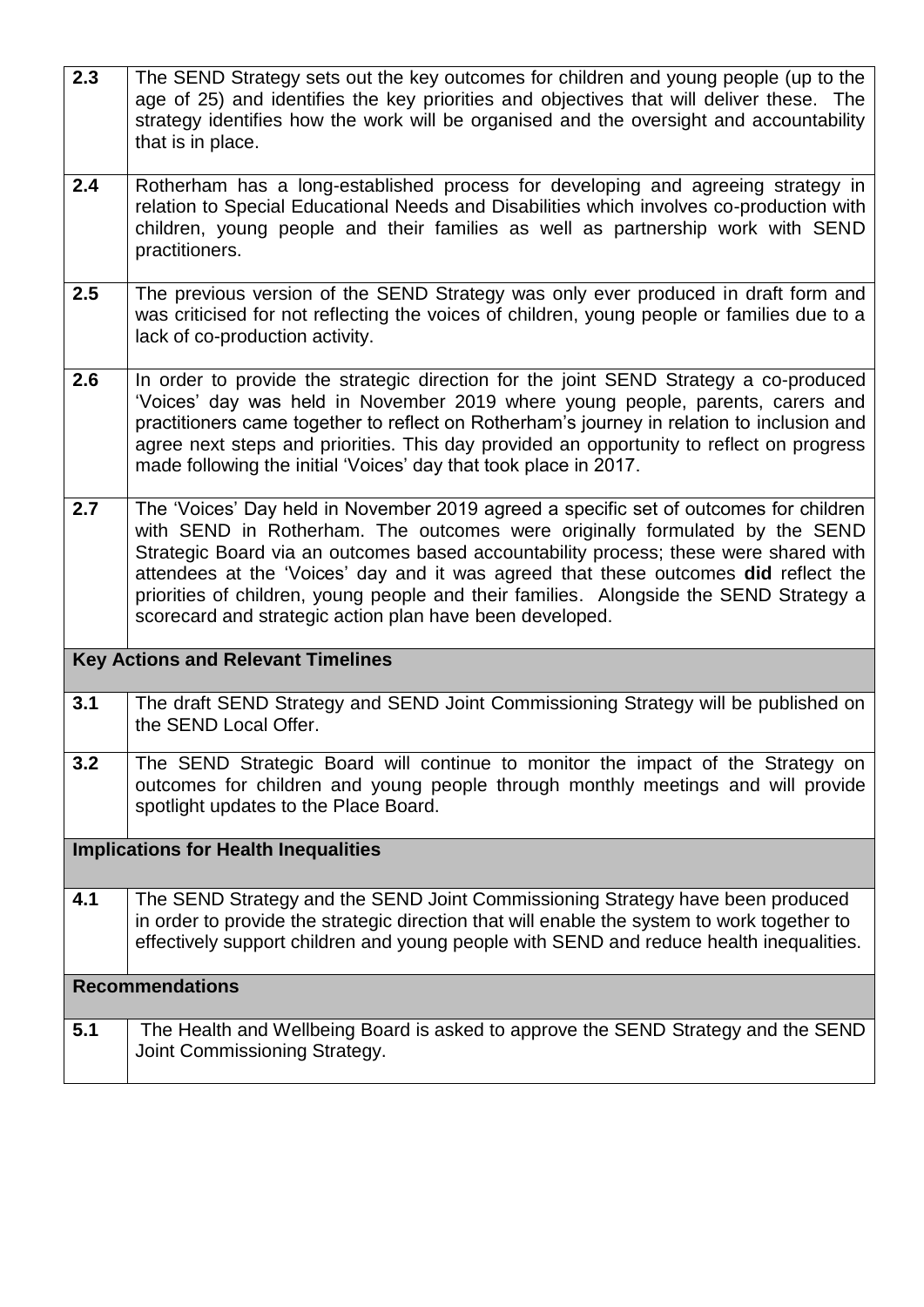| | |
|---|---|
| **2.3** | The SEND Strategy sets out the key outcomes for children and young people (up to the age of 25) and identifies the key priorities and objectives that will deliver these. The strategy identifies how the work will be organised and the oversight and accountability that is in place. |
| **2.4** | Rotherham has a long-established process for developing and agreeing strategy in relation to Special Educational Needs and Disabilities which involves co-production with children, young people and their families as well as partnership work with SEND practitioners. |
| **2.5** | The previous version of the SEND Strategy was only ever produced in draft form and was criticised for not reflecting the voices of children, young people or families due to a lack of co-production activity. |
| **2.6** | In order to provide the strategic direction for the joint SEND Strategy a co-produced 'Voices' day was held in November 2019 where young people, parents, carers and practitioners came together to reflect on Rotherham's journey in relation to inclusion and agree next steps and priorities. This day provided an opportunity to reflect on progress made following the initial 'Voices' day that took place in 2017. |
| **2.7** | The 'Voices' Day held in November 2019 agreed a specific set of outcomes for children with SEND in Rotherham. The outcomes were originally formulated by the SEND Strategic Board via an outcomes based accountability process; these were shared with attendees at the 'Voices' day and it was agreed that these outcomes **did** reflect the priorities of children, young people and their families. Alongside the SEND Strategy a scorecard and strategic action plan have been developed. |
| **Key Actions and Relevant Timelines** | |
| **3.1** | The draft SEND Strategy and SEND Joint Commissioning Strategy will be published on the SEND Local Offer. |
| **3.2** | The SEND Strategic Board will continue to monitor the impact of the Strategy on outcomes for children and young people through monthly meetings and will provide spotlight updates to the Place Board. |
| **Implications for Health Inequalities** | |
| **4.1** | The SEND Strategy and the SEND Joint Commissioning Strategy have been produced in order to provide the strategic direction that will enable the system to work together to effectively support children and young people with SEND and reduce health inequalities. |
| **Recommendations** | |
| **5.1** | The Health and Wellbeing Board is asked to approve the SEND Strategy and the SEND Joint Commissioning Strategy. |